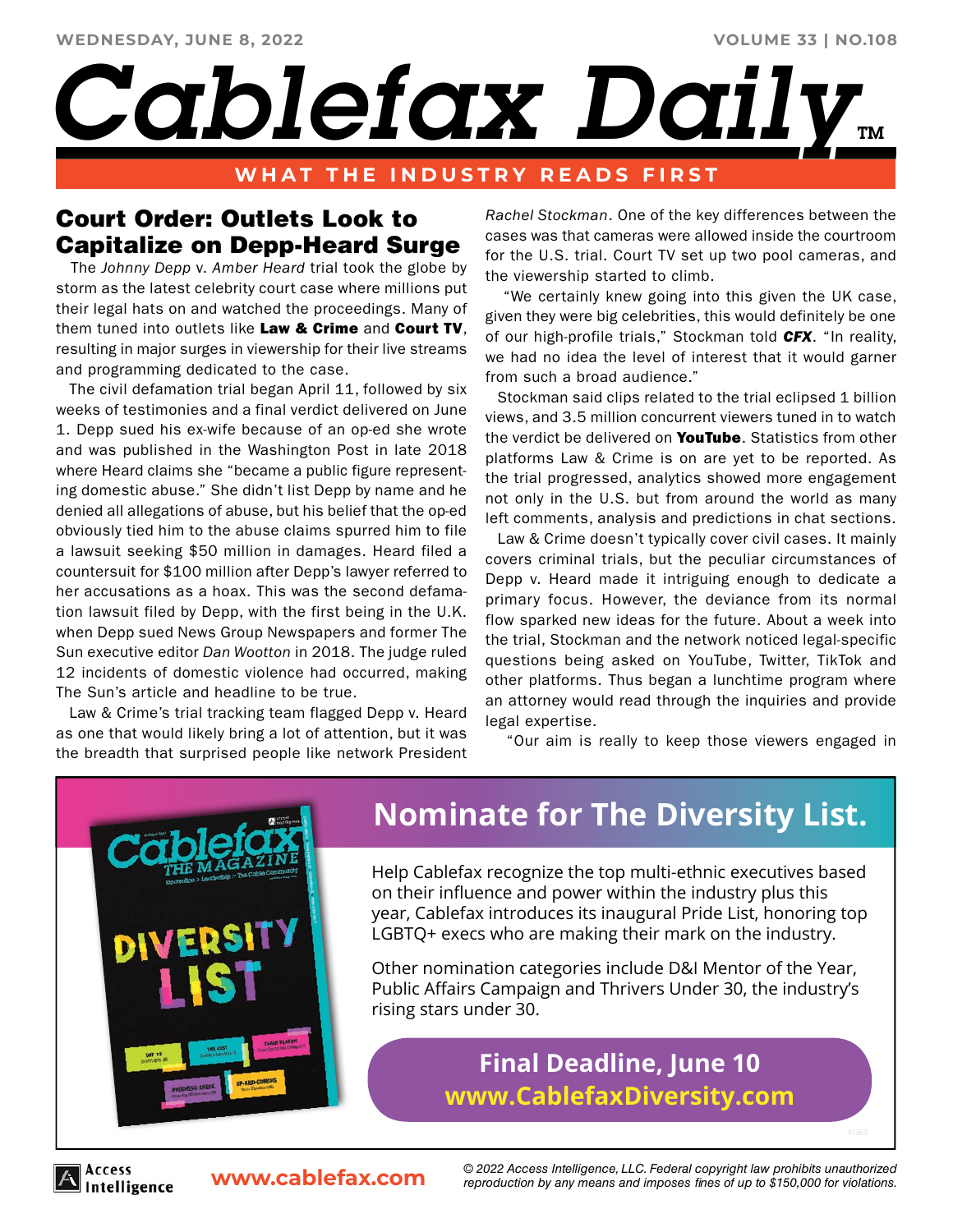# Cablefax Daily™

WHAT THE INDUSTRY READS FIRST

## Court Order: Outlets Look to Capitalize on Depp-Heard Surge

The *Johnny Depp* v. *Amber Heard* trial took the globe by storm as the latest celebrity court case where millions put their legal hats on and watched the proceedings. Many of them tuned into outlets like **Law & Crime** and **Court TV**, resulting in major surges in viewership for their live streams and programming dedicated to the case.

The civil defamation trial began April 11, followed by six weeks of testimonies and a final verdict delivered on June 1. Depp sued his ex-wife because of an op-ed she wrote and was published in the Washington Post in late 2018 where Heard claims she "became a public figure representing domestic abuse." She didn't list Depp by name and he denied all allegations of abuse, but his belief that the op-ed obviously tied him to the abuse claims spurred him to file a lawsuit seeking $50 million in damages. Heard filed a countersuit for $100 million after Depp's lawyer referred to her accusations as a hoax. This was the second defamation lawsuit filed by Depp, with the first being in the U.K. when Depp sued News Group Newspapers and former The Sun executive editor *Dan Wootton* in 2018. The judge ruled 12 incidents of domestic violence had occurred, making The Sun's article and headline to be true.

Law & Crime's trial tracking team flagged Depp v. Heard as one that would likely bring a lot of attention, but it was the breadth that surprised people like network President *Rachel Stockman*. One of the key differences between the cases was that cameras were allowed inside the courtroom for the U.S. trial. Court TV set up two pool cameras, and the viewership started to climb.

"We certainly knew going into this given the UK case, given they were big celebrities, this would definitely be one of our high-profile trials," Stockman told ***CFX***. "In reality, we had no idea the level of interest that it would garner from such a broad audience."

Stockman said clips related to the trial eclipsed 1 billion views, and 3.5 million concurrent viewers tuned in to watch the verdict be delivered on **YouTube**. Statistics from other platforms Law & Crime is on are yet to be reported. As the trial progressed, analytics showed more engagement not only in the U.S. but from around the world as many left comments, analysis and predictions in chat sections.

Law & Crime doesn't typically cover civil cases. It mainly covers criminal trials, but the peculiar circumstances of Depp v. Heard made it intriguing enough to dedicate a primary focus. However, the deviance from its normal flow sparked new ideas for the future. About a week into the trial, Stockman and the network noticed legal-specific questions being asked on YouTube, Twitter, TikTok and other platforms. Thus began a lunchtime program where an attorney would read through the inquiries and provide legal expertise.

"Our aim is really to keep those viewers engaged in

---

## Nominate for The Diversity List.

Help Cablefax recognize the top multi-ethnic executives based on their influence and power within the industry plus this year, Cablefax introduces its inaugural Pride List, honoring top LGBTQ+ execs who are making their mark on the industry.

Other nomination categories include D&I Mentor of the Year, Public Affairs Campaign and Thrivers Under 30, the industry's rising stars under 30.

**Final Deadline, June 10**
**www.CablefaxDiversity.com**

---

Access Intelligence | www.cablefax.com

*© 2022 Access Intelligence, LLC. Federal copyright law prohibits unauthorized reproduction by any means and imposes fines of up to $150,000 for violations.*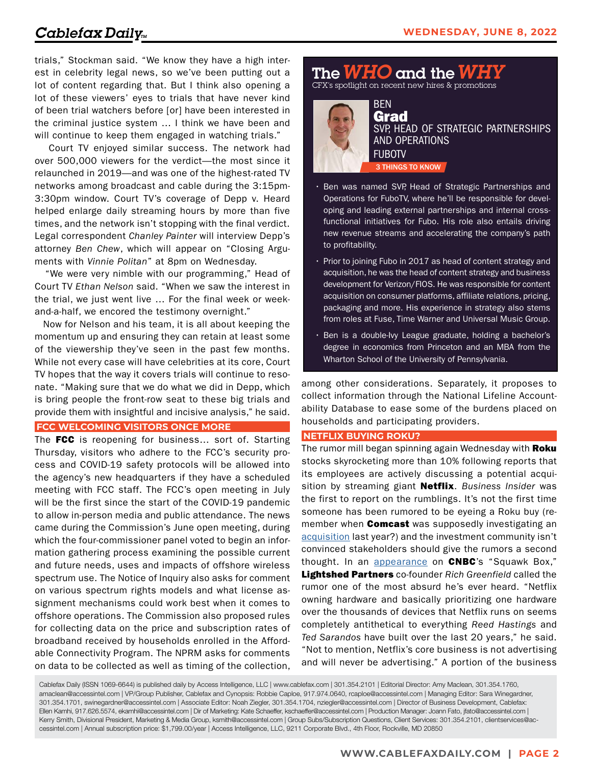trials," Stockman said. "We know they have a high interest in celebrity legal news, so we've been putting out a lot of content regarding that. But I think also opening a lot of these viewers' eyes to trials that have never kind of been trial watchers before [or] have been interested in the criminal justice system … I think we have been and will continue to keep them engaged in watching trials."

Court TV enjoyed similar success. The network had over 500,000 viewers for the verdict—the most since it relaunched in 2019—and was one of the highest-rated TV networks among broadcast and cable during the 3:15pm-3:30pm window. Court TV's coverage of Depp v. Heard helped enlarge daily streaming hours by more than five times, and the network isn't stopping with the final verdict. Legal correspondent *Chanley Painter* will interview Depp's attorney *Ben Chew*, which will appear on "Closing Arguments with *Vinnie Politan*" at 8pm on Wednesday.

"We were very nimble with our programming," Head of Court TV *Ethan Nelson* said. "When we saw the interest in the trial, we just went live … For the final week or week-and-a-half, we encored the testimony overnight."

Now for Nelson and his team, it is all about keeping the momentum up and ensuring they can retain at least some of the viewership they've seen in the past few months. While not every case will have celebrities at its core, Court TV hopes that the way it covers trials will continue to resonate. "Making sure that we do what we did in Depp, which is bring people the front-row seat to these big trials and provide them with insightful and incisive analysis," he said.

## FCC WELCOMING VISITORS ONCE MORE

The **FCC** is reopening for business… sort of. Starting Thursday, visitors who adhere to the FCC's security process and COVID-19 safety protocols will be allowed into the agency's new headquarters if they have a scheduled meeting with FCC staff. The FCC's open meeting in July will be the first since the start of the COVID-19 pandemic to allow in-person media and public attendance. The news came during the Commission's June open meeting, during which the four-commissioner panel voted to begin an information gathering process examining the possible current and future needs, uses and impacts of offshore wireless spectrum use. The Notice of Inquiry also asks for comment on various spectrum rights models and what license assignment mechanisms could work best when it comes to offshore operations. The Commission also proposed rules for collecting data on the price and subscription rates of broadband received by households enrolled in the Affordable Connectivity Program. The NPRM asks for comments on data to be collected as well as timing of the collection, among other considerations. Separately, it proposes to collect information through the National Lifeline Accountability Database to ease some of the burdens placed on households and participating providers.

## NETFLIX BUYING ROKU?

The rumor mill began spinning again Wednesday with **Roku** stocks skyrocketing more than 10% following reports that its employees are actively discussing a potential acquisition by streaming giant **Netflix**. *Business Insider* was the first to report on the rumblings. It's not the first time someone has been rumored to be eyeing a Roku buy (remember when **Comcast** was supposedly investigating an acquisition last year?) and the investment community isn't convinced stakeholders should give the rumors a second thought. In an appearance on **CNBC**'s "Squawk Box," **Lightshed Partners** co-founder *Rich Greenfield* called the rumor one of the most absurd he's ever heard. "Netflix owning hardware and basically prioritizing one hardware over the thousands of devices that Netflix runs on seems completely antithetical to everything *Reed Hastings* and *Ted Sarandos* have built over the last 20 years," he said. "Not to mention, Netflix's core business is not advertising and will never be advertising." A portion of the business

---

## The *WHO* and the *WHY*

CFX's spotlight on recent new hires & promotions

**BEN Grad**
SVP, HEAD OF STRATEGIC PARTNERSHIPS AND OPERATIONS
FUBOTV

**3 THINGS TO KNOW**

- Ben was named SVP, Head of Strategic Partnerships and Operations for FuboTV, where he'll be responsible for developing and leading external partnerships and internal cross-functional initiatives for Fubo. His role also entails driving new revenue streams and accelerating the company's path to profitability.
- Prior to joining Fubo in 2017 as head of content strategy and acquisition, he was the head of content strategy and business development for Verizon/FIOS. He was responsible for content acquisition on consumer platforms, affiliate relations, pricing, packaging and more. His experience in strategy also stems from roles at Fuse, Time Warner and Universal Music Group.
- Ben is a double-Ivy League graduate, holding a bachelor's degree in economics from Princeton and an MBA from the Wharton School of the University of Pennsylvania.

---

Cablefax Daily (ISSN 1069-6644) is published daily by Access Intelligence, LLC | www.cablefax.com | 301.354.2101 | Editorial Director: Amy Maclean, 301.354.1760, amaclean@accessintel.com | VP/Group Publisher, Cablefax and Cynopsis: Robbie Caploe, 917.974.0640, rcaploe@accessintel.com | Managing Editor: Sara Winegardner, 301.354.1701, swinegardner@accessintel.com | Associate Editor: Noah Ziegler, 301.354.1704, nziegler@accessintel.com | Director of Business Development, Cablefax: Ellen Kamhi, 917.626.5574, ekamhi@accessintel.com | Dir of Marketing: Kate Schaeffer, kschaeffer@accessintel.com | Production Manager: Joann Fato, jfato@accessintel.com | Kerry Smith, Divisional President, Marketing & Media Group, ksmith@accessintel.com | Group Subs/Subscription Questions, Client Services: 301.354.2101, clientservices@accessintel.com | Annual subscription price: $1,799.00/year | Access Intelligence, LLC, 9211 Corporate Blvd., 4th Floor, Rockville, MD 20850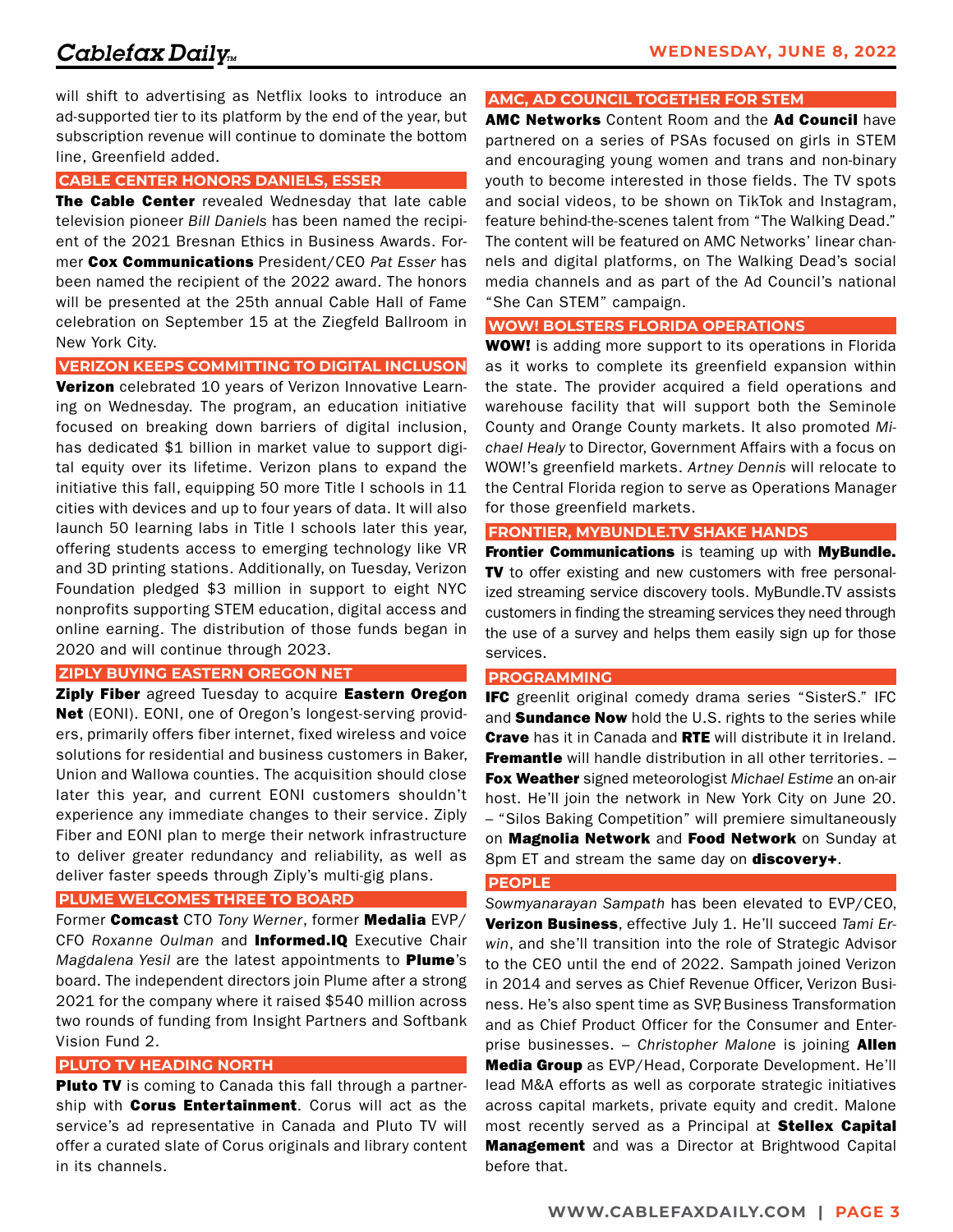will shift to advertising as Netflix looks to introduce an ad-supported tier to its platform by the end of the year, but subscription revenue will continue to dominate the bottom line, Greenfield added.

## CABLE CENTER HONORS DANIELS, ESSER

**The Cable Center** revealed Wednesday that late cable television pioneer *Bill Daniels* has been named the recipient of the 2021 Bresnan Ethics in Business Awards. Former **Cox Communications** President/CEO *Pat Esser* has been named the recipient of the 2022 award. The honors will be presented at the 25th annual Cable Hall of Fame celebration on September 15 at the Ziegfeld Ballroom in New York City.

## VERIZON KEEPS COMMITTING TO DIGITAL INCLUSON

**Verizon** celebrated 10 years of Verizon Innovative Learning on Wednesday. The program, an education initiative focused on breaking down barriers of digital inclusion, has dedicated $1 billion in market value to support digital equity over its lifetime. Verizon plans to expand the initiative this fall, equipping 50 more Title I schools in 11 cities with devices and up to four years of data. It will also launch 50 learning labs in Title I schools later this year, offering students access to emerging technology like VR and 3D printing stations. Additionally, on Tuesday, Verizon Foundation pledged $3 million in support to eight NYC nonprofits supporting STEM education, digital access and online earning. The distribution of those funds began in 2020 and will continue through 2023.

## ZIPLY BUYING EASTERN OREGON NET

**Ziply Fiber** agreed Tuesday to acquire **Eastern Oregon Net** (EONI). EONI, one of Oregon's longest-serving providers, primarily offers fiber internet, fixed wireless and voice solutions for residential and business customers in Baker, Union and Wallowa counties. The acquisition should close later this year, and current EONI customers shouldn't experience any immediate changes to their service. Ziply Fiber and EONI plan to merge their network infrastructure to deliver greater redundancy and reliability, as well as deliver faster speeds through Ziply's multi-gig plans.

## PLUME WELCOMES THREE TO BOARD

Former **Comcast** CTO *Tony Werner*, former **Medalia** EVP/CFO *Roxanne Oulman* and **Informed.IQ** Executive Chair *Magdalena Yesil* are the latest appointments to **Plume**'s board. The independent directors join Plume after a strong 2021 for the company where it raised $540 million across two rounds of funding from Insight Partners and Softbank Vision Fund 2.

## PLUTO TV HEADING NORTH

**Pluto TV** is coming to Canada this fall through a partnership with **Corus Entertainment**. Corus will act as the service's ad representative in Canada and Pluto TV will offer a curated slate of Corus originals and library content in its channels.

## AMC, AD COUNCIL TOGETHER FOR STEM

**AMC Networks** Content Room and the **Ad Council** have partnered on a series of PSAs focused on girls in STEM and encouraging young women and trans and non-binary youth to become interested in those fields. The TV spots and social videos, to be shown on TikTok and Instagram, feature behind-the-scenes talent from "The Walking Dead." The content will be featured on AMC Networks' linear channels and digital platforms, on The Walking Dead's social media channels and as part of the Ad Council's national "She Can STEM" campaign.

## WOW! BOLSTERS FLORIDA OPERATIONS

**WOW!** is adding more support to its operations in Florida as it works to complete its greenfield expansion within the state. The provider acquired a field operations and warehouse facility that will support both the Seminole County and Orange County markets. It also promoted *Michael Healy* to Director, Government Affairs with a focus on WOW!'s greenfield markets. *Artney Dennis* will relocate to the Central Florida region to serve as Operations Manager for those greenfield markets.

## FRONTIER, MYBUNDLE.TV SHAKE HANDS

**Frontier Communications** is teaming up with **MyBundle.TV** to offer existing and new customers with free personalized streaming service discovery tools. MyBundle.TV assists customers in finding the streaming services they need through the use of a survey and helps them easily sign up for those services.

## PROGRAMMING

**IFC** greenlit original comedy drama series "SisterS." IFC and **Sundance Now** hold the U.S. rights to the series while **Crave** has it in Canada and **RTE** will distribute it in Ireland. **Fremantle** will handle distribution in all other territories. – **Fox Weather** signed meteorologist *Michael Estime* an on-air host. He'll join the network in New York City on June 20. – "Silos Baking Competition" will premiere simultaneously on **Magnolia Network** and **Food Network** on Sunday at 8pm ET and stream the same day on **discovery+**.

## PEOPLE

*Sowmyanarayan Sampath* has been elevated to EVP/CEO, **Verizon Business**, effective July 1. He'll succeed *Tami Erwin*, and she'll transition into the role of Strategic Advisor to the CEO until the end of 2022. Sampath joined Verizon in 2014 and serves as Chief Revenue Officer, Verizon Business. He's also spent time as SVP, Business Transformation and as Chief Product Officer for the Consumer and Enterprise businesses. – *Christopher Malone* is joining **Allen Media Group** as EVP/Head, Corporate Development. He'll lead M&A efforts as well as corporate strategic initiatives across capital markets, private equity and credit. Malone most recently served as a Principal at **Stellex Capital Management** and was a Director at Brightwood Capital before that.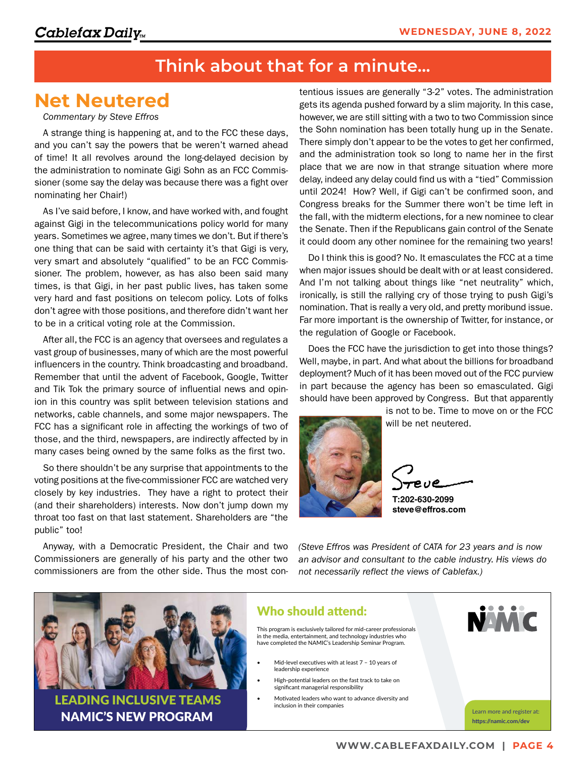## Think about that for a minute...

# Net Neutered

*Commentary by Steve Effros*

A strange thing is happening at, and to the FCC these days, and you can't say the powers that be weren't warned ahead of time! It all revolves around the long-delayed decision by the administration to nominate Gigi Sohn as an FCC Commissioner (some say the delay was because there was a fight over nominating her Chair!)

As I've said before, I know, and have worked with, and fought against Gigi in the telecommunications policy world for many years. Sometimes we agree, many times we don't. But if there's one thing that can be said with certainty it's that Gigi is very, very smart and absolutely "qualified" to be an FCC Commissioner. The problem, however, as has also been said many times, is that Gigi, in her past public lives, has taken some very hard and fast positions on telecom policy. Lots of folks don't agree with those positions, and therefore didn't want her to be in a critical voting role at the Commission.

After all, the FCC is an agency that oversees and regulates a vast group of businesses, many of which are the most powerful influencers in the country. Think broadcasting and broadband. Remember that until the advent of Facebook, Google, Twitter and Tik Tok the primary source of influential news and opinion in this country was split between television stations and networks, cable channels, and some major newspapers. The FCC has a significant role in affecting the workings of two of those, and the third, newspapers, are indirectly affected by in many cases being owned by the same folks as the first two.

So there shouldn't be any surprise that appointments to the voting positions at the five-commissioner FCC are watched very closely by key industries. They have a right to protect their (and their shareholders) interests. Now don't jump down my throat too fast on that last statement. Shareholders are "the public" too!

Anyway, with a Democratic President, the Chair and two Commissioners are generally of his party and the other two commissioners are from the other side. Thus the most contentious issues are generally "3-2" votes. The administration gets its agenda pushed forward by a slim majority. In this case, however, we are still sitting with a two to two Commission since the Sohn nomination has been totally hung up in the Senate. There simply don't appear to be the votes to get her confirmed, and the administration took so long to name her in the first place that we are now in that strange situation where more delay, indeed any delay could find us with a "tied" Commission until 2024! How? Well, if Gigi can't be confirmed soon, and Congress breaks for the Summer there won't be time left in the fall, with the midterm elections, for a new nominee to clear the Senate. Then if the Republicans gain control of the Senate it could doom any other nominee for the remaining two years!

Do I think this is good? No. It emasculates the FCC at a time when major issues should be dealt with or at least considered. And I'm not talking about things like "net neutrality" which, ironically, is still the rallying cry of those trying to push Gigi's nomination. That is really a very old, and pretty moribund issue. Far more important is the ownership of Twitter, for instance, or the regulation of Google or Facebook.

Does the FCC have the jurisdiction to get into those things? Well, maybe, in part. And what about the billions for broadband deployment? Much of it has been moved out of the FCC purview in part because the agency has been so emasculated. Gigi should have been approved by Congress. But that apparently is not to be. Time to move on or the FCC will be net neutered.

Steve

**T:202-630-2099**
**steve@effros.com**

*(Steve Effros was President of CATA for 23 years and is now an advisor and consultant to the cable industry. His views do not necessarily reflect the views of Cablefax.)*

---

LEADING INCLUSIVE TEAMS
NAMIC'S NEW PROGRAM

**Who should attend:**

This program is exclusively tailored for mid-career professionals in the media, entertainment, and technology industries who have completed the NAMIC's Leadership Seminar Program.

- Mid-level executives with at least 7 – 10 years of leadership experience
- High-potential leaders on the fast track to take on significant managerial responsibility
- Motivated leaders who want to advance diversity and inclusion in their companies

NAMIC

Learn more and register at:
**https://namic.com/dev**